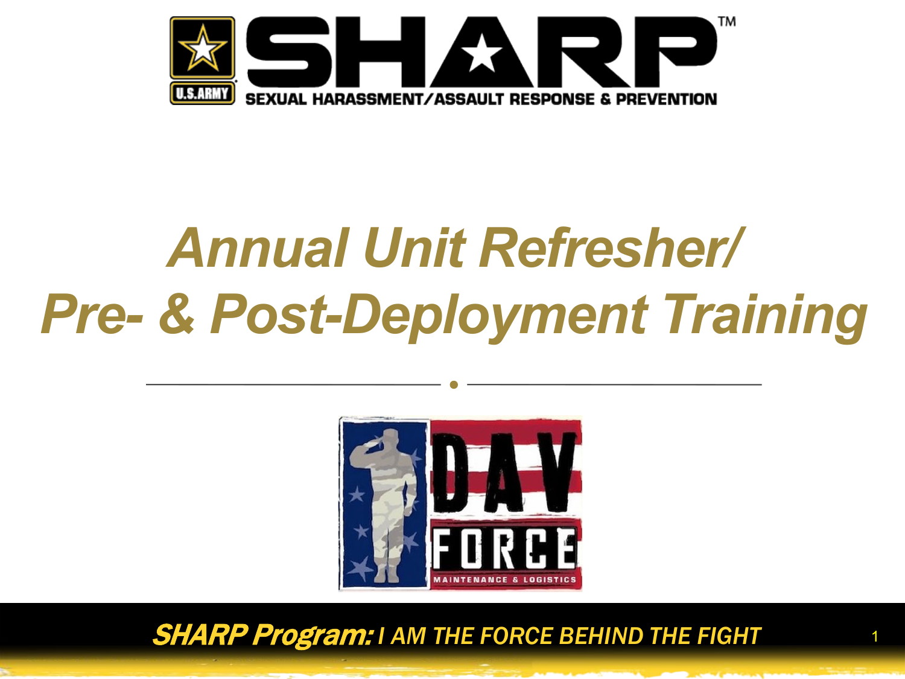# SHARP™

SEXUAL HARASSMENT/ASSAULT RESPONSE & PREVENTION

# *Annual Unit Refresher/ Pre- & Post-Deployment Training*

DAV FORCE

MAINTENANCE & LOGISTICS

***SHARP Program:*** *I AM THE FORCE BEHIND THE FIGHT*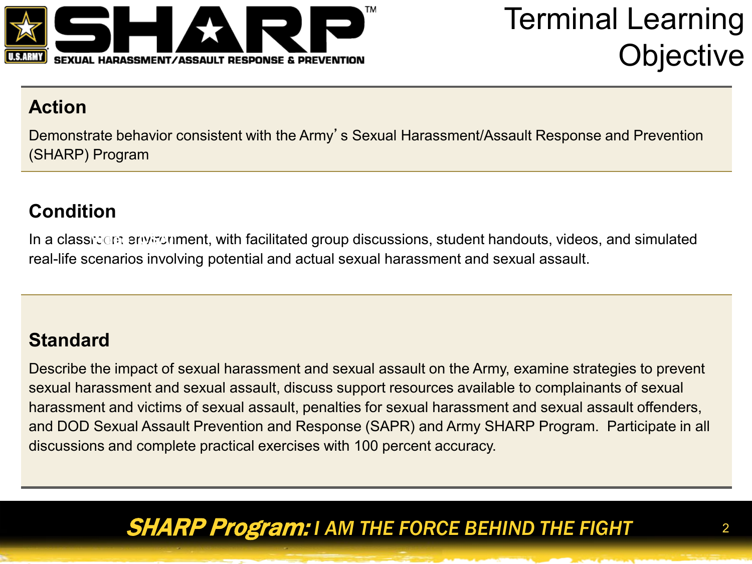# Terminal Learning Objective

## Action

Demonstrate behavior consistent with the Army's Sexual Harassment/Assault Response and Prevention (SHARP) Program

## Condition

In a classroom environment, with facilitated group discussions, student handouts, videos, and simulated real-life scenarios involving potential and actual sexual harassment and sexual assault.

## Standard

Describe the impact of sexual harassment and sexual assault on the Army, examine strategies to prevent sexual harassment and sexual assault, discuss support resources available to complainants of sexual harassment and victims of sexual assault, penalties for sexual harassment and sexual assault offenders, and DOD Sexual Assault Prevention and Response (SAPR) and Army SHARP Program. Participate in all discussions and complete practical exercises with 100 percent accuracy.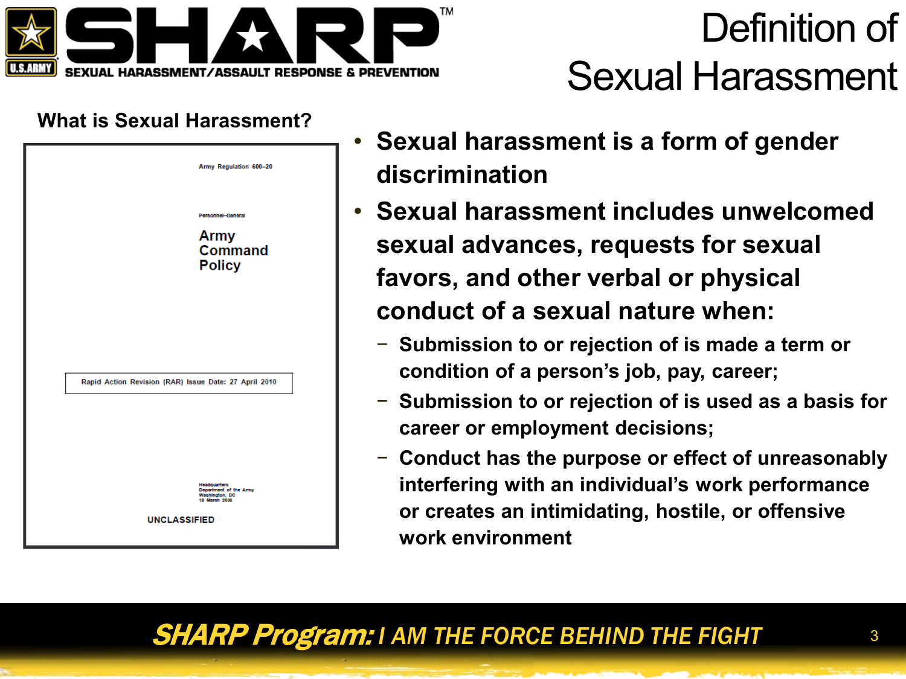# Definition of Sexual Harassment

**What is Sexual Harassment?**

Army Regulation 600–20

Personnel–General

Army Command Policy

Rapid Action Revision (RAR) Issue Date: 27 April 2010

Headquarters
Department of the Army
Washington, DC
18 March 2008

UNCLASSIFIED

- **Sexual harassment is a form of gender discrimination**
- **Sexual harassment includes unwelcomed sexual advances, requests for sexual favors, and other verbal or physical conduct of a sexual nature when:**
  - **Submission to or rejection of is made a term or condition of a person's job, pay, career;**
  - **Submission to or rejection of is used as a basis for career or employment decisions;**
  - **Conduct has the purpose or effect of unreasonably interfering with an individual's work performance or creates an intimidating, hostile, or offensive work environment**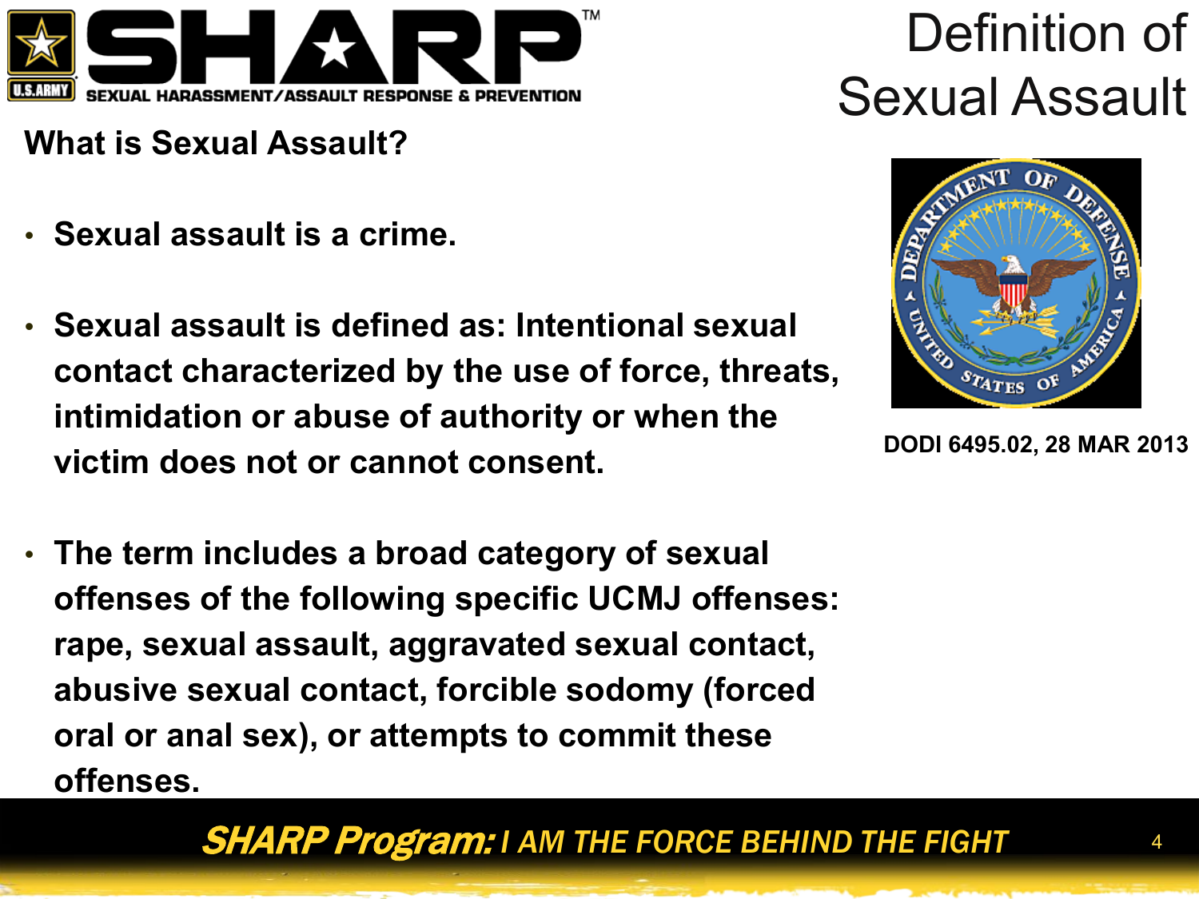# Definition of Sexual Assault

**What is Sexual Assault?**

- **Sexual assault is a crime.**
- **Sexual assault is defined as: Intentional sexual contact characterized by the use of force, threats, intimidation or abuse of authority or when the victim does not or cannot consent.**
- **The term includes a broad category of sexual offenses of the following specific UCMJ offenses: rape, sexual assault, aggravated sexual contact, abusive sexual contact, forcible sodomy (forced oral or anal sex), or attempts to commit these offenses.**

**DODI 6495.02, 28 MAR 2013**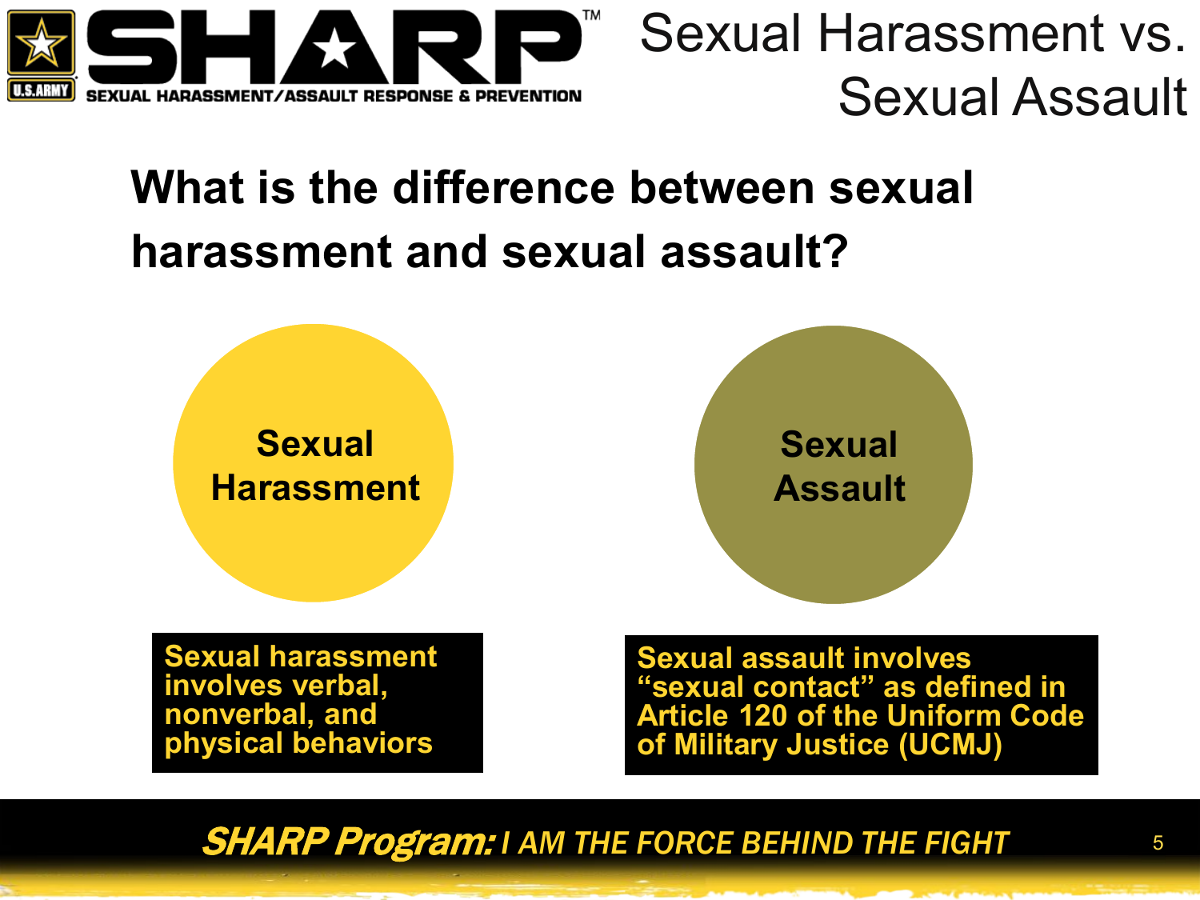# Sexual Harassment vs. Sexual Assault

## What is the difference between sexual harassment and sexual assault?

**Sexual Harassment**

**Sexual harassment involves verbal, nonverbal, and physical behaviors**

**Sexual Assault**

**Sexual assault involves "sexual contact" as defined in Article 120 of the Uniform Code of Military Justice (UCMJ)**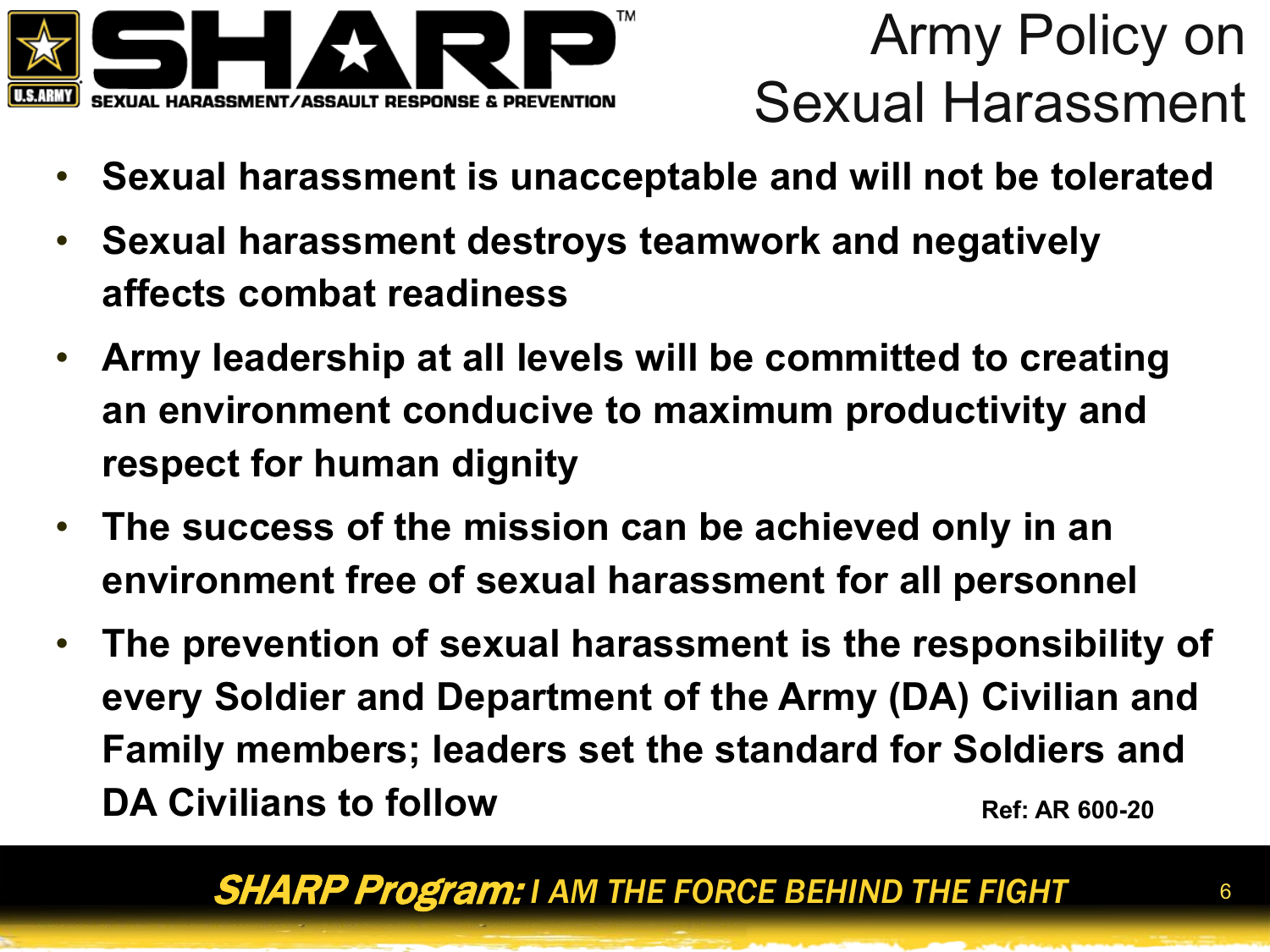# Army Policy on Sexual Harassment

- **Sexual harassment is unacceptable and will not be tolerated**
- **Sexual harassment destroys teamwork and negatively affects combat readiness**
- **Army leadership at all levels will be committed to creating an environment conducive to maximum productivity and respect for human dignity**
- **The success of the mission can be achieved only in an environment free of sexual harassment for all personnel**
- **The prevention of sexual harassment is the responsibility of every Soldier and Department of the Army (DA) Civilian and Family members; leaders set the standard for Soldiers and DA Civilians to follow**

**Ref: AR 600-20**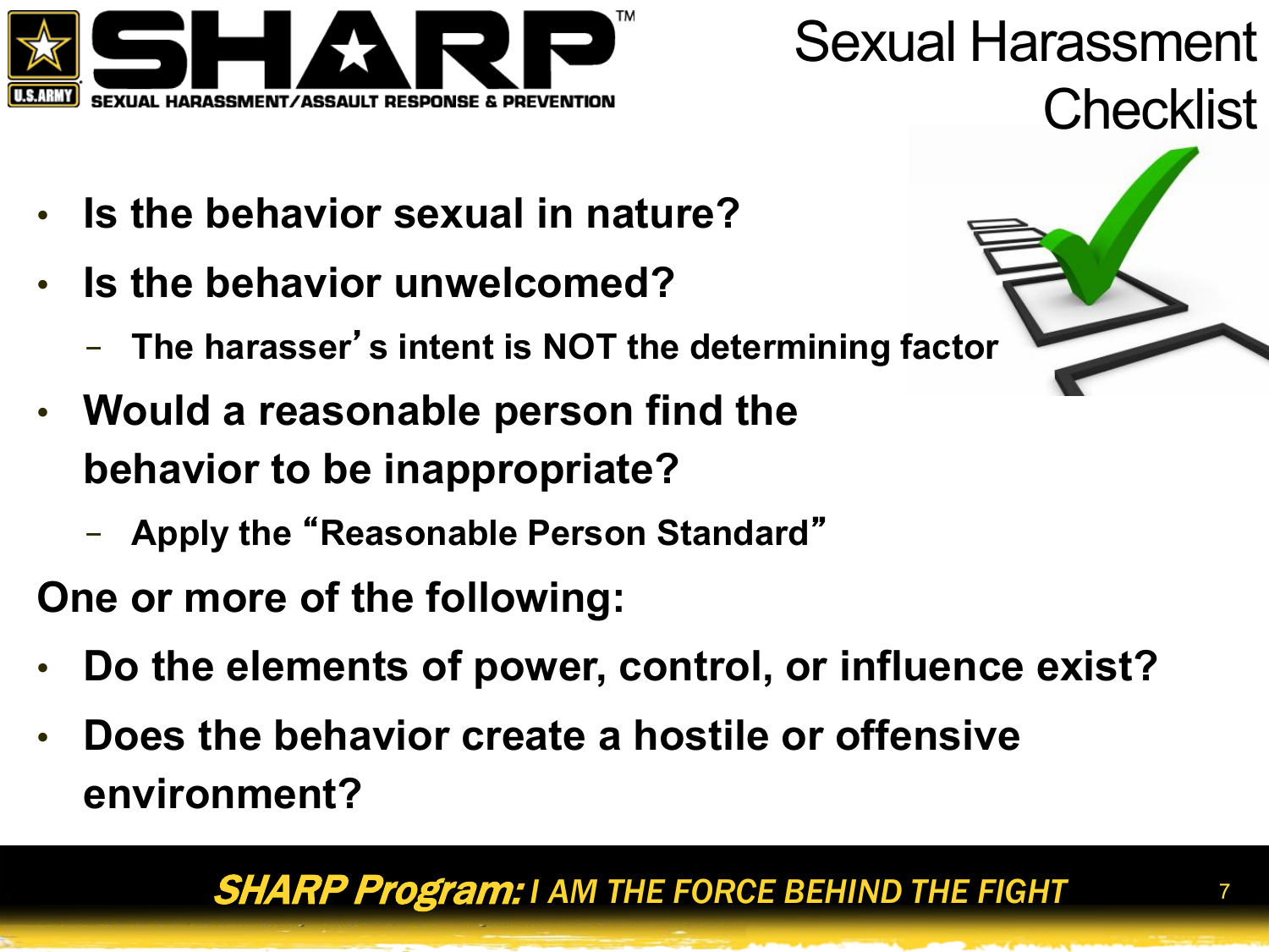# Sexual Harassment Checklist

- **Is the behavior sexual in nature?**
- **Is the behavior unwelcomed?**
  - **The harasser's intent is NOT the determining factor**
- **Would a reasonable person find the behavior to be inappropriate?**
  - **Apply the "Reasonable Person Standard"**

**One or more of the following:**

- **Do the elements of power, control, or influence exist?**
- **Does the behavior create a hostile or offensive environment?**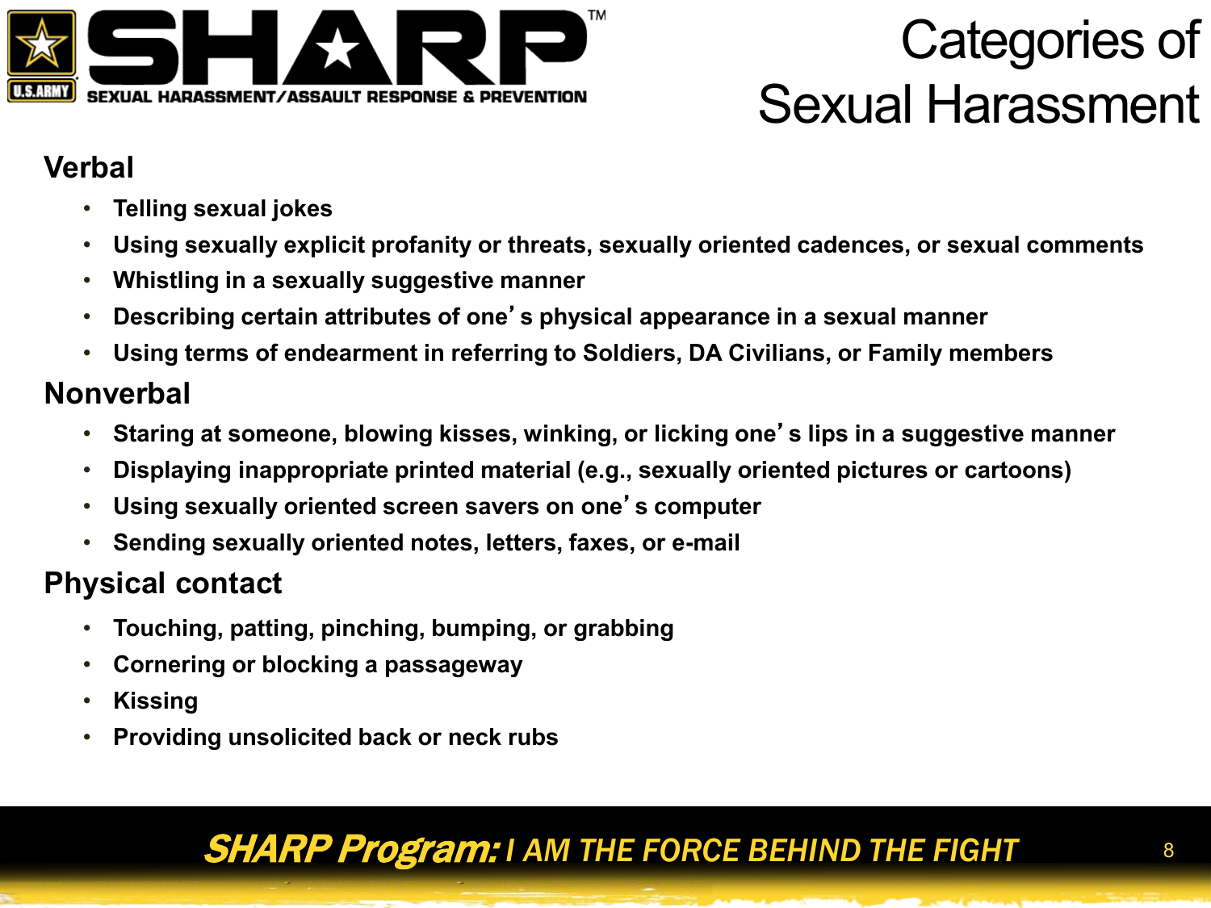# Categories of Sexual Harassment

## Verbal

- Telling sexual jokes
- Using sexually explicit profanity or threats, sexually oriented cadences, or sexual comments
- Whistling in a sexually suggestive manner
- Describing certain attributes of one's physical appearance in a sexual manner
- Using terms of endearment in referring to Soldiers, DA Civilians, or Family members

## Nonverbal

- Staring at someone, blowing kisses, winking, or licking one's lips in a suggestive manner
- Displaying inappropriate printed material (e.g., sexually oriented pictures or cartoons)
- Using sexually oriented screen savers on one's computer
- Sending sexually oriented notes, letters, faxes, or e-mail

## Physical contact

- Touching, patting, pinching, bumping, or grabbing
- Cornering or blocking a passageway
- Kissing
- Providing unsolicited back or neck rubs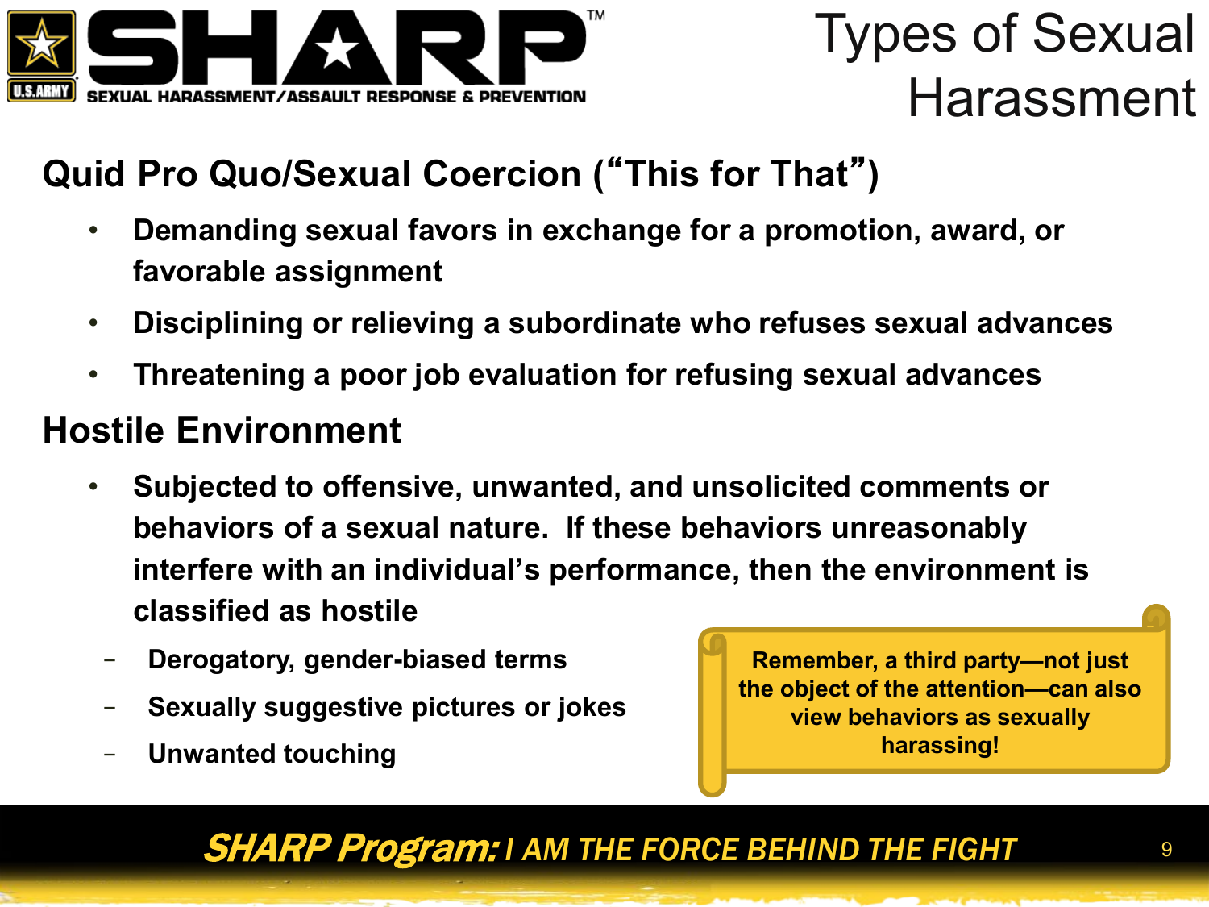# Types of Sexual Harassment

## Quid Pro Quo/Sexual Coercion ("This for That")

- **Demanding sexual favors in exchange for a promotion, award, or favorable assignment**
- **Disciplining or relieving a subordinate who refuses sexual advances**
- **Threatening a poor job evaluation for refusing sexual advances**

## Hostile Environment

- **Subjected to offensive, unwanted, and unsolicited comments or behaviors of a sexual nature. If these behaviors unreasonably interfere with an individual's performance, then the environment is classified as hostile**
  - **Derogatory, gender-biased terms**
  - **Sexually suggestive pictures or jokes**
  - **Unwanted touching**

**Remember, a third party—not just the object of the attention—can also view behaviors as sexually harassing!**

***SHARP Program:*** *I AM THE FORCE BEHIND THE FIGHT*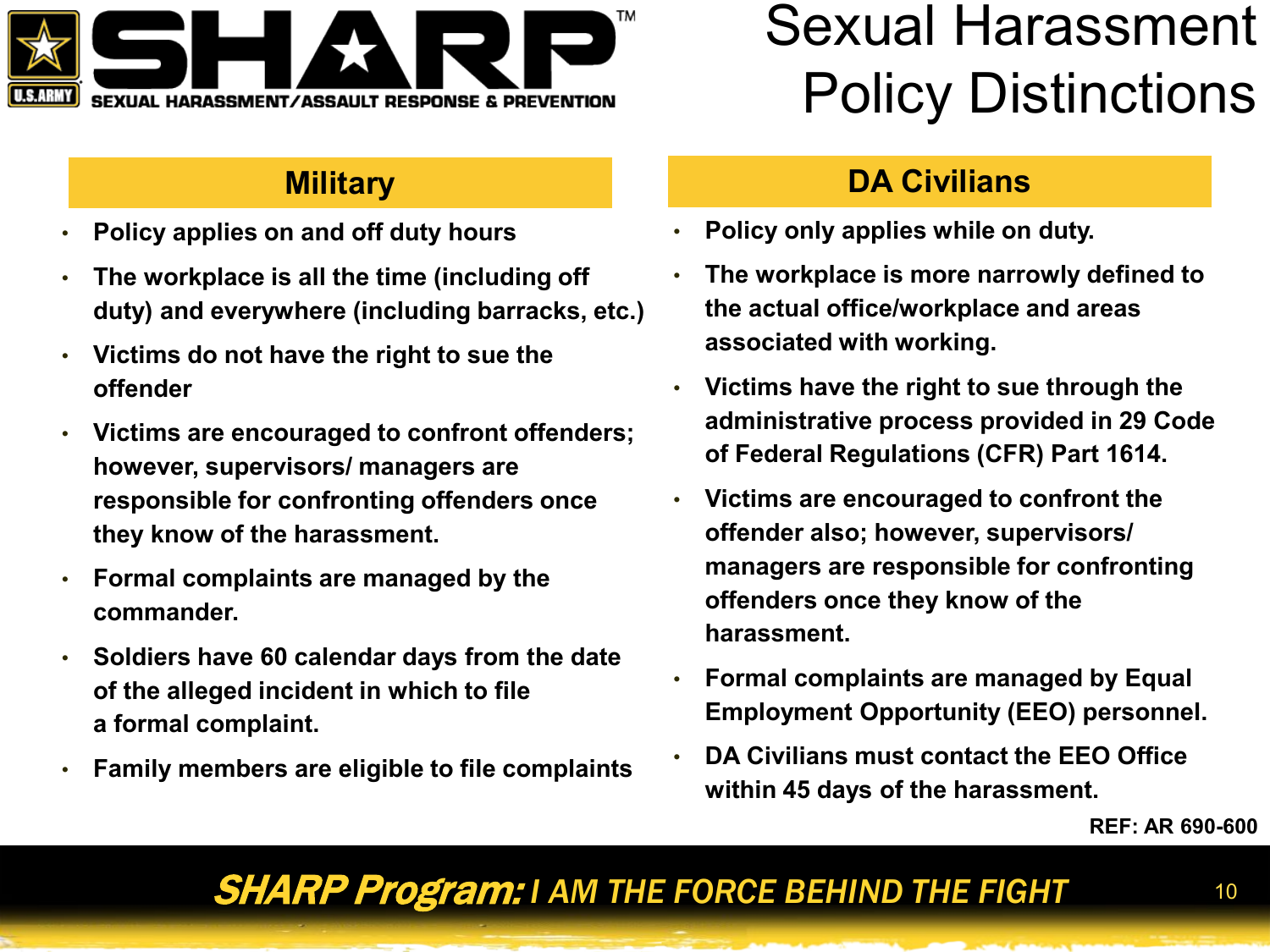# Sexual Harassment Policy Distinctions

SHARP – SEXUAL HARASSMENT/ASSAULT RESPONSE & PREVENTION

## Military

- **Policy applies on and off duty hours**
- **The workplace is all the time (including off duty) and everywhere (including barracks, etc.)**
- **Victims do not have the right to sue the offender**
- **Victims are encouraged to confront offenders; however, supervisors/ managers are responsible for confronting offenders once they know of the harassment.**
- **Formal complaints are managed by the commander.**
- **Soldiers have 60 calendar days from the date of the alleged incident in which to file a formal complaint.**
- **Family members are eligible to file complaints**

## DA Civilians

- **Policy only applies while on duty.**
- **The workplace is more narrowly defined to the actual office/workplace and areas associated with working.**
- **Victims have the right to sue through the administrative process provided in 29 Code of Federal Regulations (CFR) Part 1614.**
- **Victims are encouraged to confront the offender also; however, supervisors/ managers are responsible for confronting offenders once they know of the harassment.**
- **Formal complaints are managed by Equal Employment Opportunity (EEO) personnel.**
- **DA Civilians must contact the EEO Office within 45 days of the harassment.**

**REF: AR 690-600**

***SHARP Program:*** *I AM THE FORCE BEHIND THE FIGHT*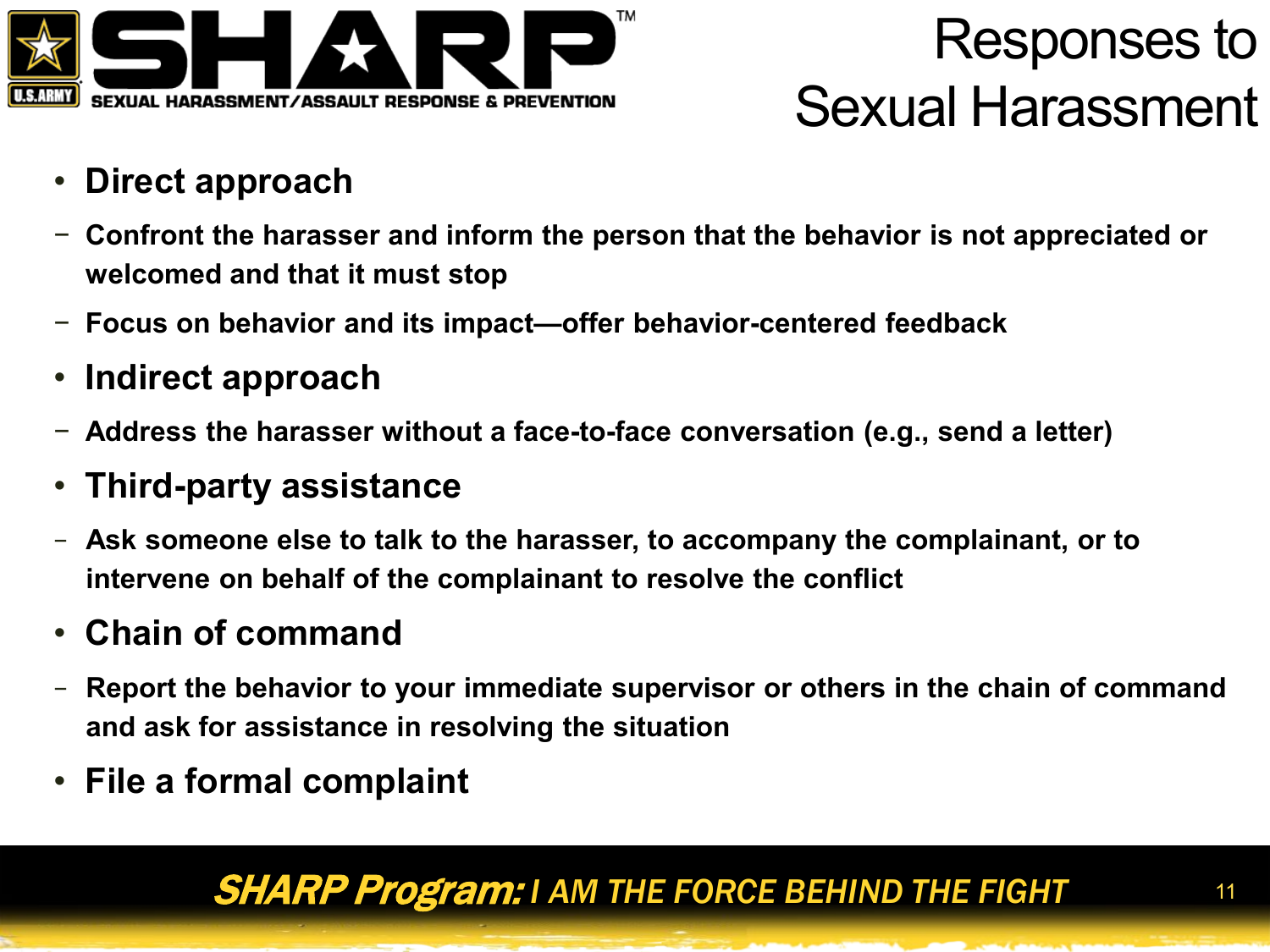# Responses to Sexual Harassment

- **Direct approach**
  - **Confront the harasser and inform the person that the behavior is not appreciated or welcomed and that it must stop**
  - **Focus on behavior and its impact—offer behavior-centered feedback**
- **Indirect approach**
  - **Address the harasser without a face-to-face conversation (e.g., send a letter)**
- **Third-party assistance**
  - **Ask someone else to talk to the harasser, to accompany the complainant, or to intervene on behalf of the complainant to resolve the conflict**
- **Chain of command**
  - **Report the behavior to your immediate supervisor or others in the chain of command and ask for assistance in resolving the situation**
- **File a formal complaint**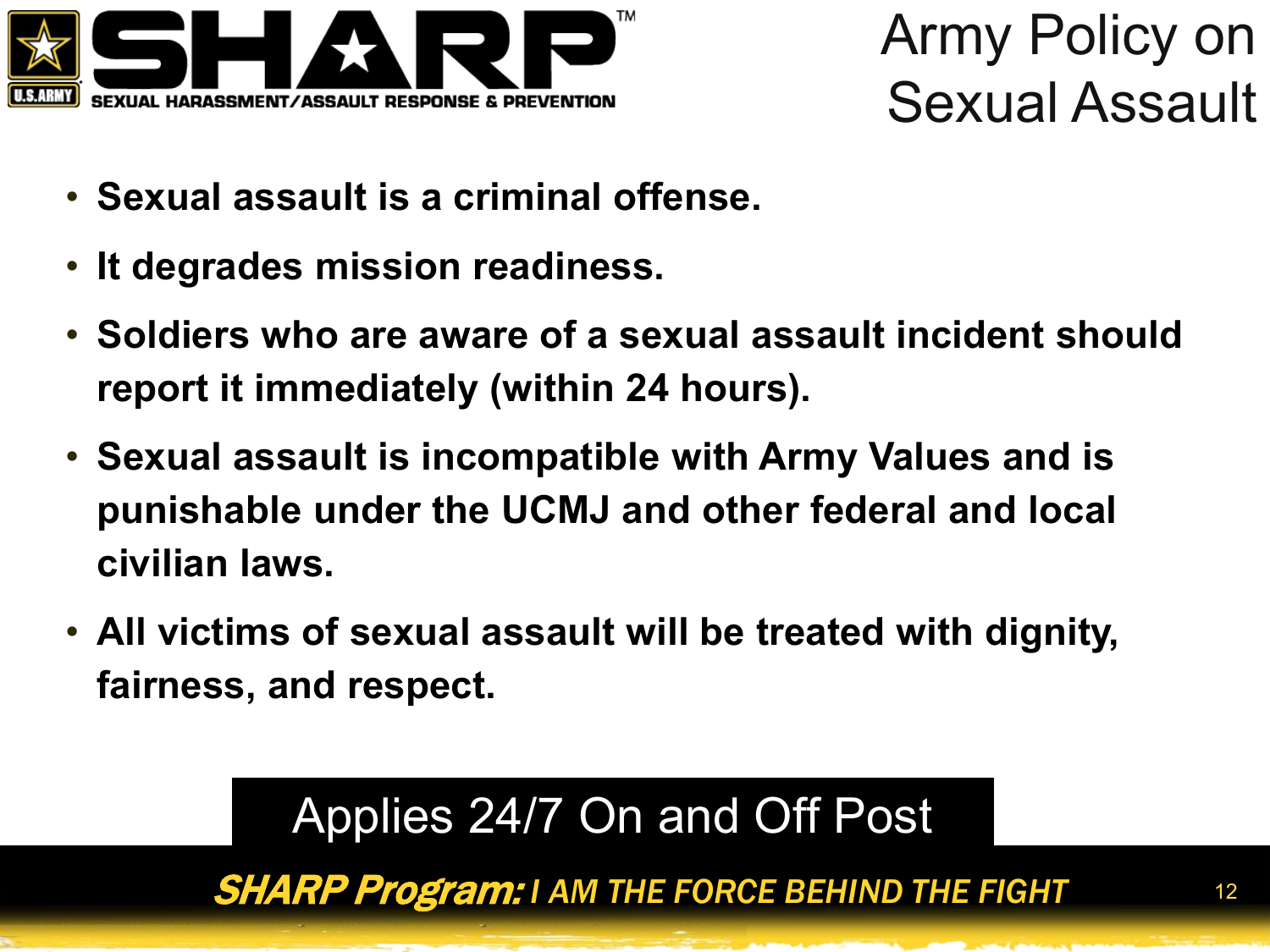# Army Policy on Sexual Assault

- **Sexual assault is a criminal offense.**
- **It degrades mission readiness.**
- **Soldiers who are aware of a sexual assault incident should report it immediately (within 24 hours).**
- **Sexual assault is incompatible with Army Values and is punishable under the UCMJ and other federal and local civilian laws.**
- **All victims of sexual assault will be treated with dignity, fairness, and respect.**

Applies 24/7 On and Off Post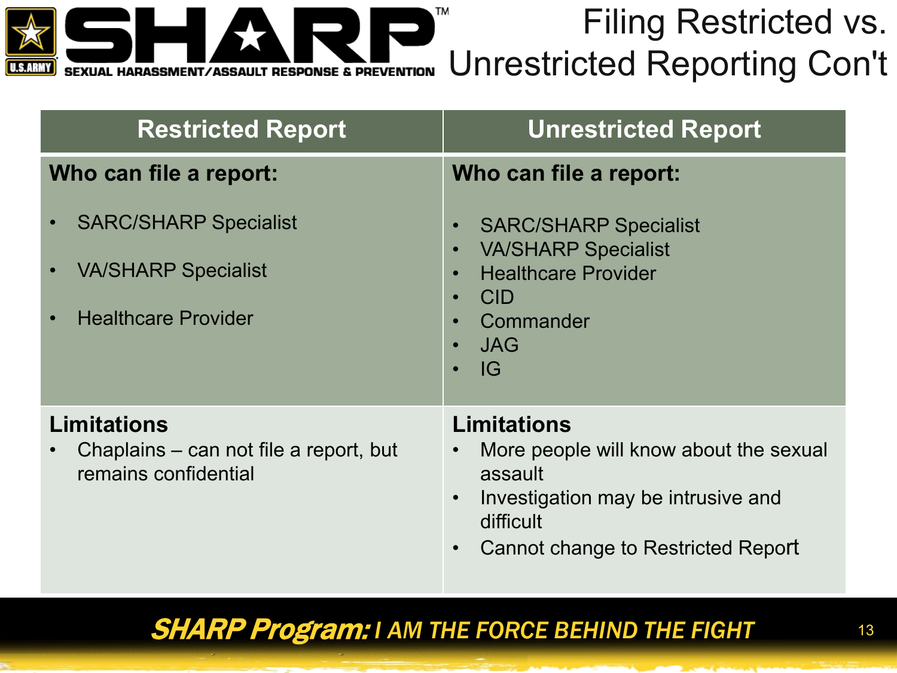# Filing Restricted vs. Unrestricted Reporting Con't

| Restricted Report | Unrestricted Report |
| --- | --- |
| **Who can file a report:**<br>• SARC/SHARP Specialist<br>• VA/SHARP Specialist<br>• Healthcare Provider | **Who can file a report:**<br>• SARC/SHARP Specialist<br>• VA/SHARP Specialist<br>• Healthcare Provider<br>• CID<br>• Commander<br>• JAG<br>• IG |
| **Limitations**<br>• Chaplains – can not file a report, but remains confidential | **Limitations**<br>• More people will know about the sexual assault<br>• Investigation may be intrusive and difficult<br>• Cannot change to Restricted Report |

***SHARP Program:** I AM THE FORCE BEHIND THE FIGHT*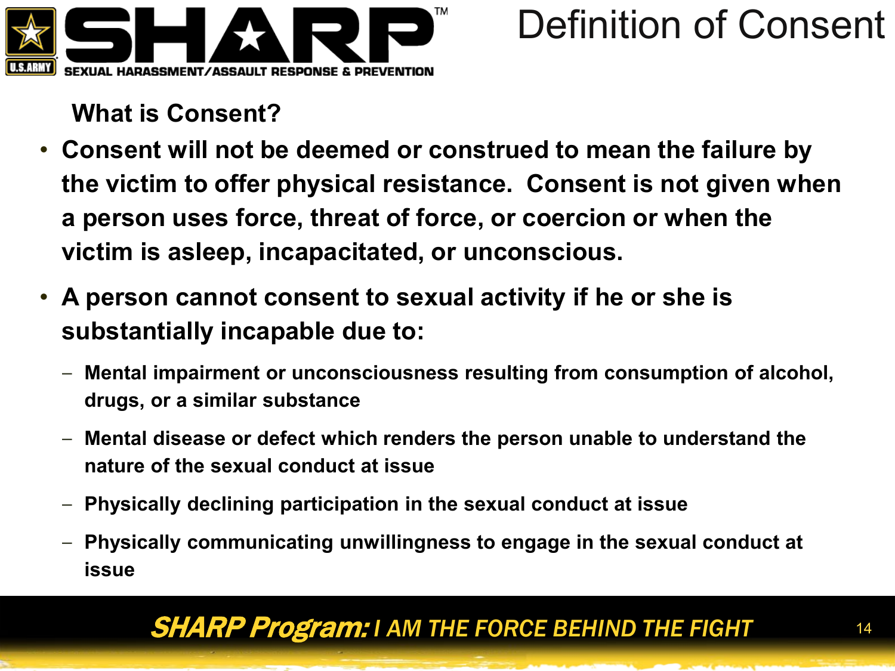# Definition of Consent

**What is Consent?**

- **Consent will not be deemed or construed to mean the failure by the victim to offer physical resistance. Consent is not given when a person uses force, threat of force, or coercion or when the victim is asleep, incapacitated, or unconscious.**
- **A person cannot consent to sexual activity if he or she is substantially incapable due to:**
  - **Mental impairment or unconsciousness resulting from consumption of alcohol, drugs, or a similar substance**
  - **Mental disease or defect which renders the person unable to understand the nature of the sexual conduct at issue**
  - **Physically declining participation in the sexual conduct at issue**
  - **Physically communicating unwillingness to engage in the sexual conduct at issue**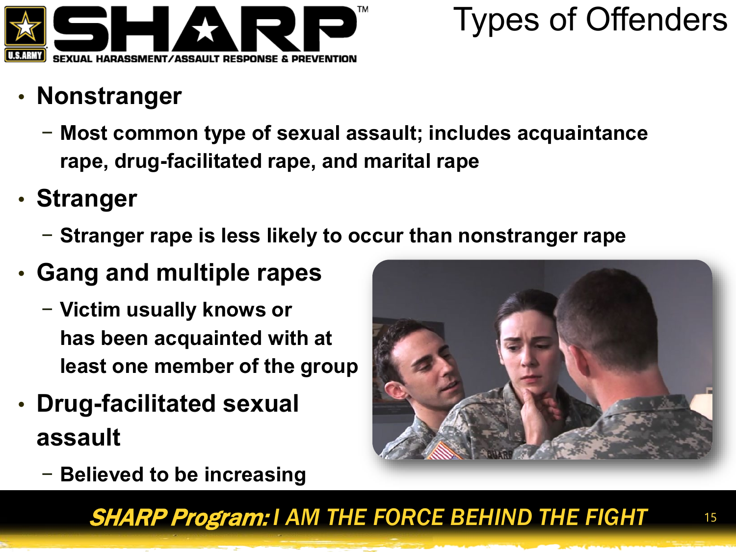# Types of Offenders

- **Nonstranger**
  - **Most common type of sexual assault; includes acquaintance rape, drug-facilitated rape, and marital rape**
- **Stranger**
  - **Stranger rape is less likely to occur than nonstranger rape**
- **Gang and multiple rapes**
  - **Victim usually knows or has been acquainted with at least one member of the group**
- **Drug-facilitated sexual assault**
  - **Believed to be increasing**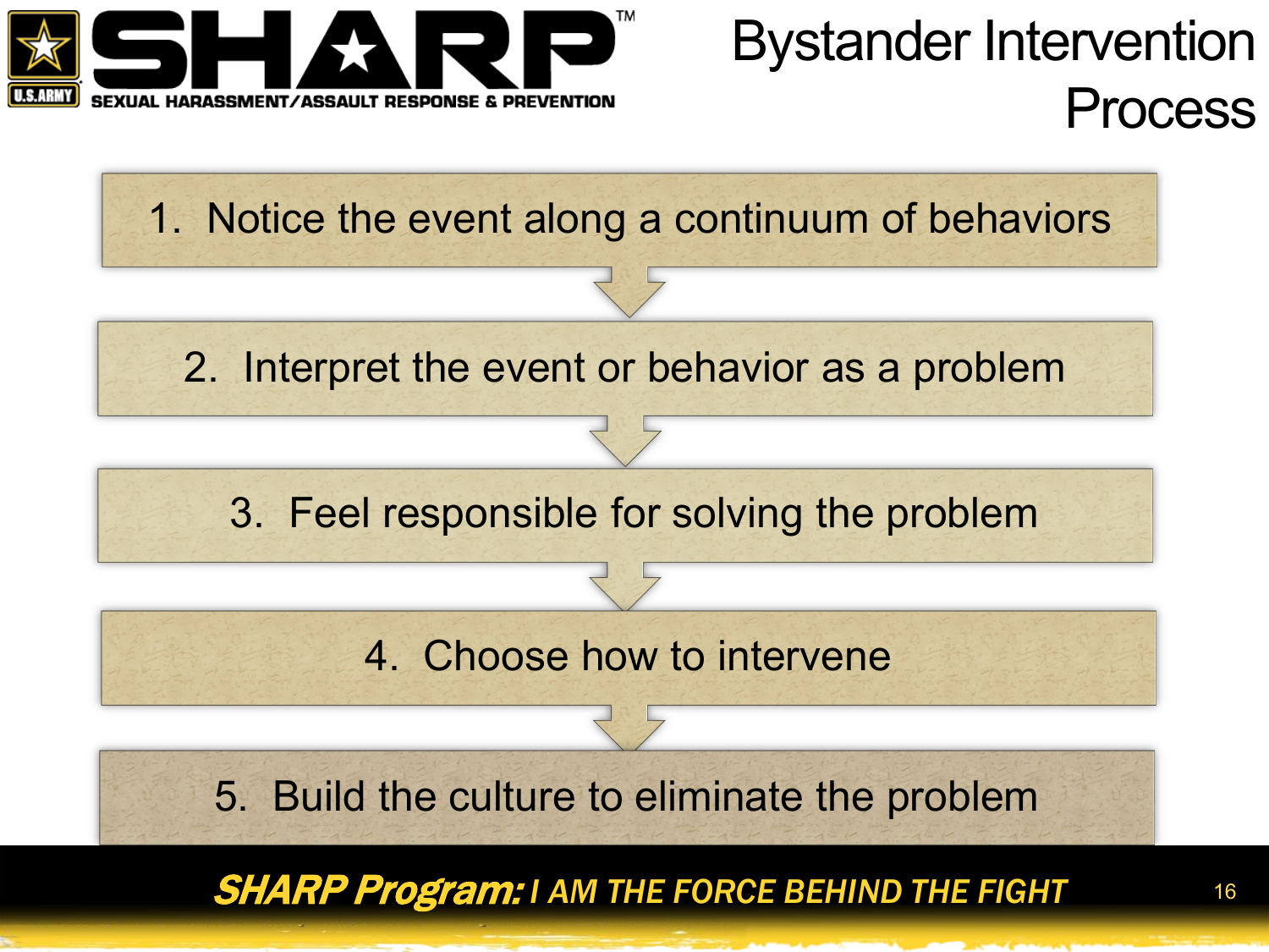# Bystander Intervention Process

1. Notice the event along a continuum of behaviors
2. Interpret the event or behavior as a problem
3. Feel responsible for solving the problem
4. Choose how to intervene
5. Build the culture to eliminate the problem

***SHARP Program:*** *I AM THE FORCE BEHIND THE FIGHT*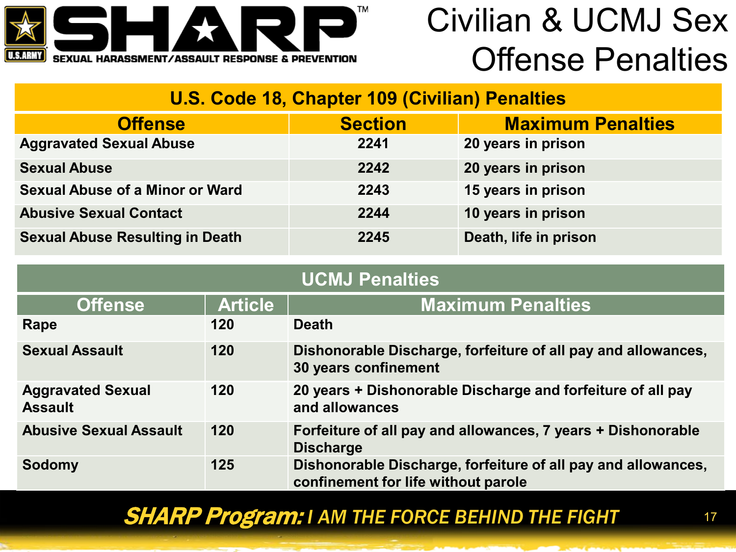# Civilian & UCMJ Sex Offense Penalties

| U.S. Code 18, Chapter 109 (Civilian) Penalties | | |
|---|---|---|
| **Offense** | **Section** | **Maximum Penalties** |
| Aggravated Sexual Abuse | 2241 | 20 years in prison |
| Sexual Abuse | 2242 | 20 years in prison |
| Sexual Abuse of a Minor or Ward | 2243 | 15 years in prison |
| Abusive Sexual Contact | 2244 | 10 years in prison |
| Sexual Abuse Resulting in Death | 2245 | Death, life in prison |

| UCMJ Penalties | | |
|---|---|---|
| **Offense** | **Article** | **Maximum Penalties** |
| Rape | 120 | Death |
| Sexual Assault | 120 | Dishonorable Discharge, forfeiture of all pay and allowances, 30 years confinement |
| Aggravated Sexual Assault | 120 | 20 years + Dishonorable Discharge and forfeiture of all pay and allowances |
| Abusive Sexual Assault | 120 | Forfeiture of all pay and allowances, 7 years + Dishonorable Discharge |
| Sodomy | 125 | Dishonorable Discharge, forfeiture of all pay and allowances, confinement for life without parole |

***SHARP Program:*** *I AM THE FORCE BEHIND THE FIGHT*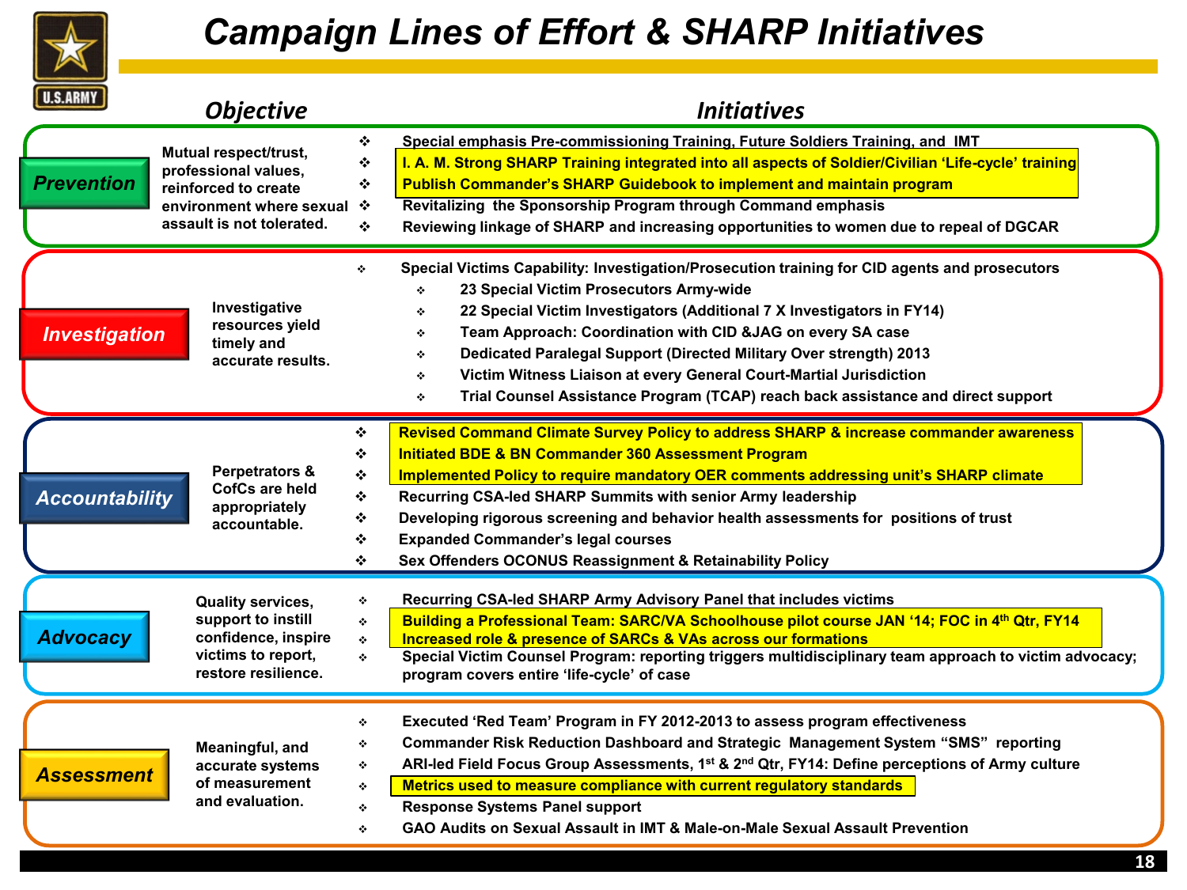# Campaign Lines of Effort & SHARP Initiatives

| Line of Effort | Objective | Initiatives |
|---|---|---|
| **Prevention** | Mutual respect/trust, professional values, reinforced to create environment where sexual assault is not tolerated. | ❖ Special emphasis Pre-commissioning Training, Future Soldiers Training, and IMT<br>❖ I. A. M. Strong SHARP Training integrated into all aspects of Soldier/Civilian 'Life-cycle' training<br>❖ Publish Commander's SHARP Guidebook to implement and maintain program<br>❖ Revitalizing the Sponsorship Program through Command emphasis<br>❖ Reviewing linkage of SHARP and increasing opportunities to women due to repeal of DGCAR |
| **Investigation** | Investigative resources yield timely and accurate results. | ❖ Special Victims Capability: Investigation/Prosecution training for CID agents and prosecutors<br>&nbsp;&nbsp;❖ 23 Special Victim Prosecutors Army-wide<br>&nbsp;&nbsp;❖ 22 Special Victim Investigators (Additional 7 X Investigators in FY14)<br>&nbsp;&nbsp;❖ Team Approach: Coordination with CID &JAG on every SA case<br>&nbsp;&nbsp;❖ Dedicated Paralegal Support (Directed Military Over strength) 2013<br>&nbsp;&nbsp;❖ Victim Witness Liaison at every General Court-Martial Jurisdiction<br>&nbsp;&nbsp;❖ Trial Counsel Assistance Program (TCAP) reach back assistance and direct support |
| **Accountability** | Perpetrators & CofCs are held appropriately accountable. | ❖ Revised Command Climate Survey Policy to address SHARP & increase commander awareness<br>❖ Initiated BDE & BN Commander 360 Assessment Program<br>❖ Implemented Policy to require mandatory OER comments addressing unit's SHARP climate<br>❖ Recurring CSA-led SHARP Summits with senior Army leadership<br>❖ Developing rigorous screening and behavior health assessments for positions of trust<br>❖ Expanded Commander's legal courses<br>❖ Sex Offenders OCONUS Reassignment & Retainability Policy |
| **Advocacy** | Quality services, support to instill confidence, inspire victims to report, restore resilience. | ❖ Recurring CSA-led SHARP Army Advisory Panel that includes victims<br>❖ Building a Professional Team: SARC/VA Schoolhouse pilot course JAN '14; FOC in 4th Qtr, FY14<br>❖ Increased role & presence of SARCs & VAs across our formations<br>❖ Special Victim Counsel Program: reporting triggers multidisciplinary team approach to victim advocacy; program covers entire 'life-cycle' of case |
| **Assessment** | Meaningful, and accurate systems of measurement and evaluation. | ❖ Executed 'Red Team' Program in FY 2012-2013 to assess program effectiveness<br>❖ Commander Risk Reduction Dashboard and Strategic Management System "SMS" reporting<br>❖ ARI-led Field Focus Group Assessments, 1st & 2nd Qtr, FY14: Define perceptions of Army culture<br>❖ Metrics used to measure compliance with current regulatory standards<br>❖ Response Systems Panel support<br>❖ GAO Audits on Sexual Assault in IMT & Male-on-Male Sexual Assault Prevention |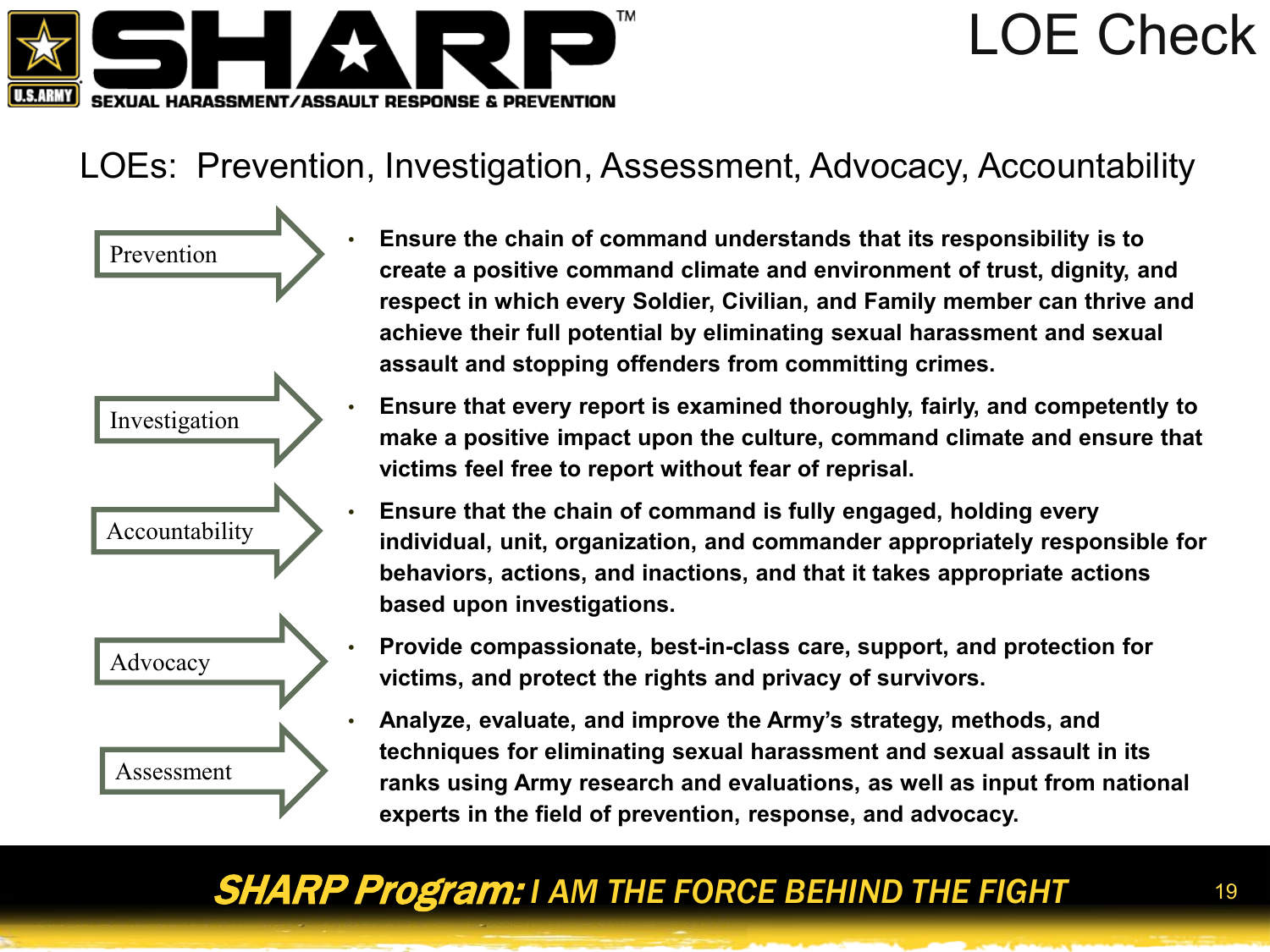# LOE Check

## LOEs: Prevention, Investigation, Assessment, Advocacy, Accountability

**Prevention**

- **Ensure the chain of command understands that its responsibility is to create a positive command climate and environment of trust, dignity, and respect in which every Soldier, Civilian, and Family member can thrive and achieve their full potential by eliminating sexual harassment and sexual assault and stopping offenders from committing crimes.**

**Investigation**

- **Ensure that every report is examined thoroughly, fairly, and competently to make a positive impact upon the culture, command climate and ensure that victims feel free to report without fear of reprisal.**

**Accountability**

- **Ensure that the chain of command is fully engaged, holding every individual, unit, organization, and commander appropriately responsible for behaviors, actions, and inactions, and that it takes appropriate actions based upon investigations.**

**Advocacy**

- **Provide compassionate, best-in-class care, support, and protection for victims, and protect the rights and privacy of survivors.**

**Assessment**

- **Analyze, evaluate, and improve the Army's strategy, methods, and techniques for eliminating sexual harassment and sexual assault in its ranks using Army research and evaluations, as well as input from national experts in the field of prevention, response, and advocacy.**

***SHARP Program:*** *I AM THE FORCE BEHIND THE FIGHT*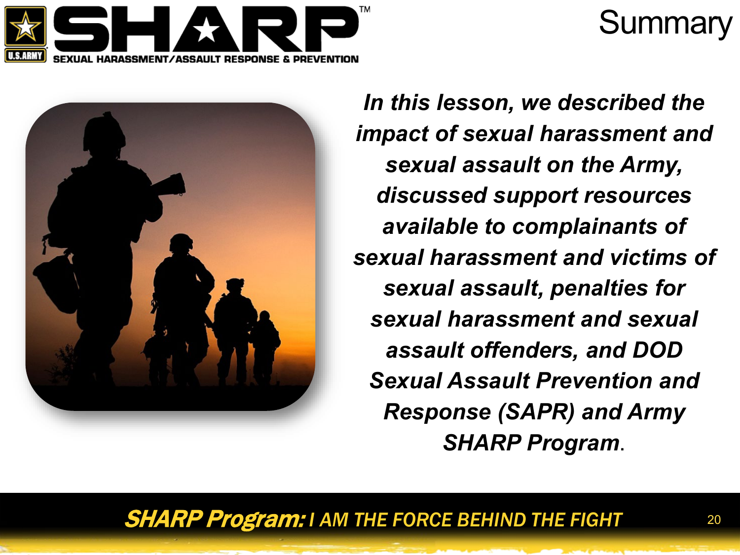# Summary

***In this lesson, we described the impact of sexual harassment and sexual assault on the Army, discussed support resources available to complainants of sexual harassment and victims of sexual assault, penalties for sexual harassment and sexual assault offenders, and DOD Sexual Assault Prevention and Response (SAPR) and Army SHARP Program***.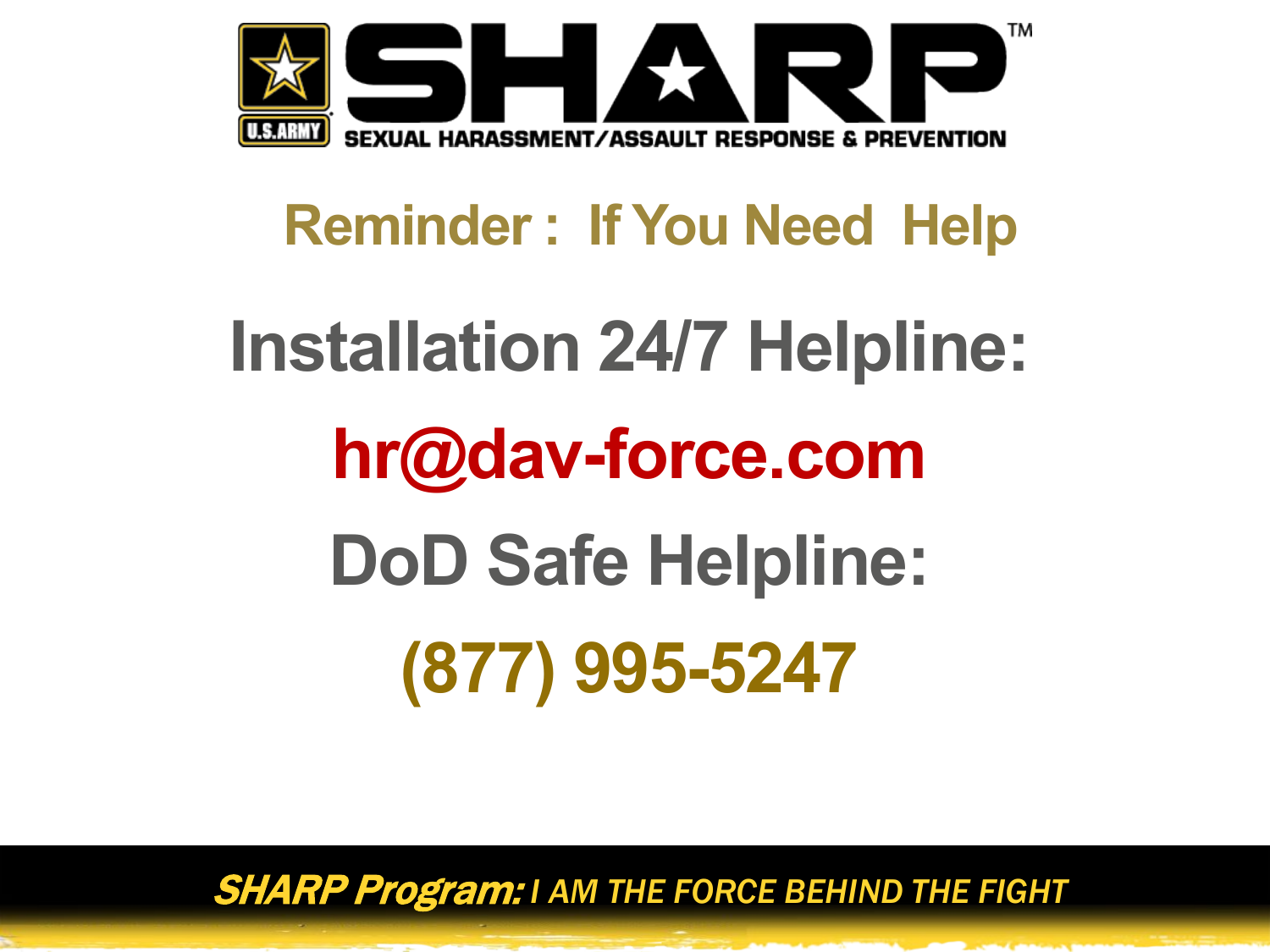# SHARP™

SEXUAL HARASSMENT/ASSAULT RESPONSE & PREVENTION

U.S. ARMY

## Reminder : If You Need Help

**Installation 24/7 Helpline:**

**hr@dav-force.com**

**DoD Safe Helpline:**

**(877) 995-5247**

***SHARP Program:*** *I AM THE FORCE BEHIND THE FIGHT*